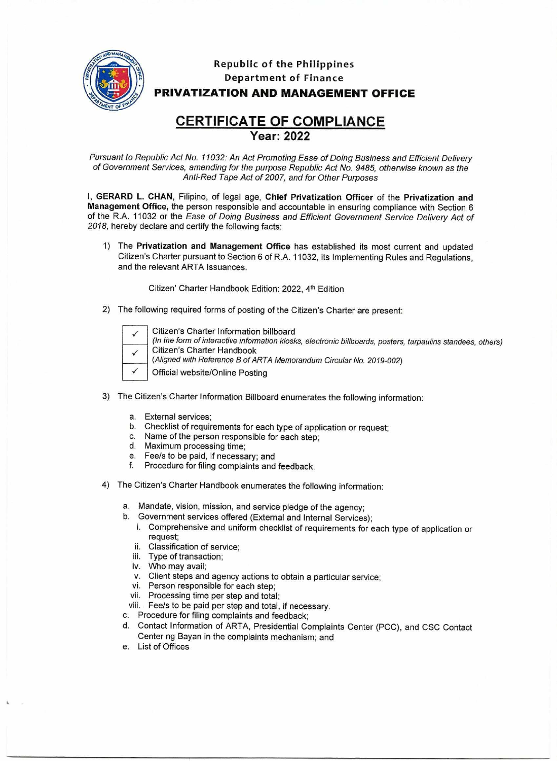**Republic of the Philippines**
**Department of Finance**
**PRIVATIZATION AND MANAGEMENT OFFICE**

# CERTIFICATE OF COMPLIANCE

## Year: 2022

*Pursuant to Republic Act No. 11032: An Act Promoting Ease of Doing Business and Efficient Delivery of Government Services, amending for the purpose Republic Act No. 9485, otherwise known as the Anti-Red Tape Act of 2007, and for Other Purposes*

I, **GERARD L. CHAN**, Filipino, of legal age, **Chief Privatization Officer** of the **Privatization and Management Office,** the person responsible and accountable in ensuring compliance with Section 6 of the R.A. 11032 or the *Ease of Doing Business and Efficient Government Service Delivery Act of 2018*, hereby declare and certify the following facts:

1) The **Privatization and Management Office** has established its most current and updated Citizen's Charter pursuant to Section 6 of R.A. 11032, its Implementing Rules and Regulations, and the relevant ARTA Issuances.

   Citizen' Charter Handbook Edition: 2022, 4th Edition

2) The following required forms of posting of the Citizen's Charter are present:

| | |
|---|---|
| ✓ | Citizen's Charter Information billboard *(In the form of interactive information kiosks, electronic billboards, posters, tarpaulins standees, others)* |
| ✓ | Citizen's Charter Handbook *(Aligned with Reference B of ARTA Memorandum Circular No. 2019-002)* |
| ✓ | Official website/Online Posting |

3) The Citizen's Charter Information Billboard enumerates the following information:

   a. External services;
   b. Checklist of requirements for each type of application or request;
   c. Name of the person responsible for each step;
   d. Maximum processing time;
   e. Fee/s to be paid, if necessary; and
   f. Procedure for filing complaints and feedback.

4) The Citizen's Charter Handbook enumerates the following information:

   a. Mandate, vision, mission, and service pledge of the agency;
   b. Government services offered (External and Internal Services);
      i. Comprehensive and uniform checklist of requirements for each type of application or request;
      ii. Classification of service;
      iii. Type of transaction;
      iv. Who may avail;
      v. Client steps and agency actions to obtain a particular service;
      vi. Person responsible for each step;
      vii. Processing time per step and total;
      viii. Fee/s to be paid per step and total, if necessary.
   c. Procedure for filing complaints and feedback;
   d. Contact Information of ARTA, Presidential Complaints Center (PCC), and CSC Contact Center ng Bayan in the complaints mechanism; and
   e. List of Offices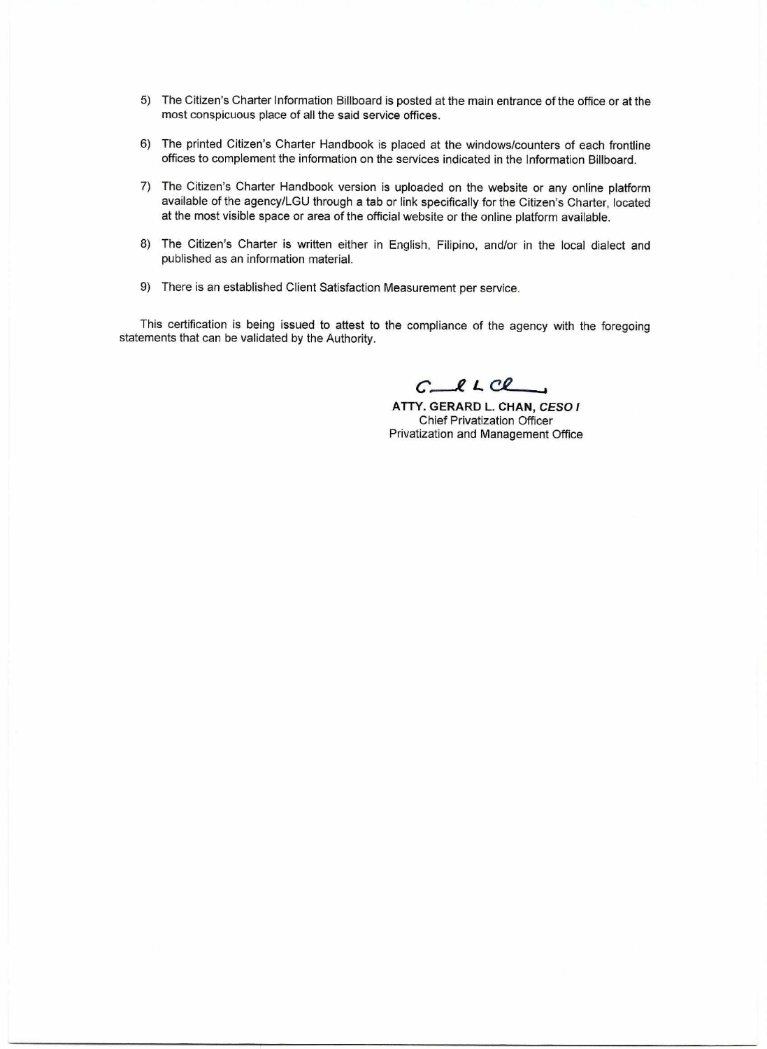5) The Citizen's Charter Information Billboard is posted at the main entrance of the office or at the most conspicuous place of all the said service offices.

6) The printed Citizen's Charter Handbook is placed at the windows/counters of each frontline offices to complement the information on the services indicated in the Information Billboard.

7) The Citizen's Charter Handbook version is uploaded on the website or any online platform available of the agency/LGU through a tab or link specifically for the Citizen's Charter, located at the most visible space or area of the official website or the online platform available.

8) The Citizen's Charter is written either in English, Filipino, and/or in the local dialect and published as an information material.

9) There is an established Client Satisfaction Measurement per service.

This certification is being issued to attest to the compliance of the agency with the foregoing statements that can be validated by the Authority.

**ATTY. GERARD L. CHAN, *CESO I***
Chief Privatization Officer
Privatization and Management Office